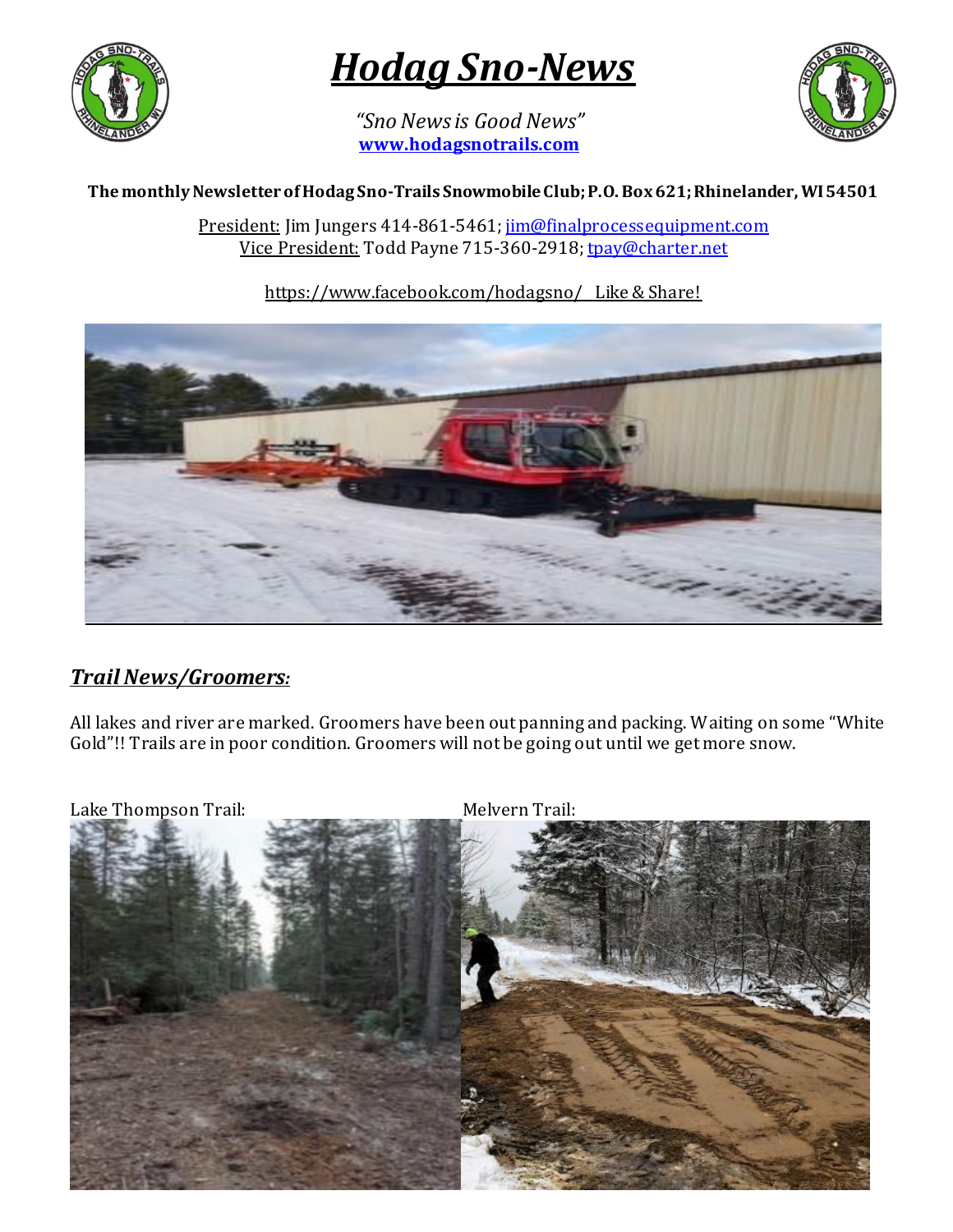# *Hodag Sno-News*

*"Sno News is Good News"*
**www.hodagsnotrails.com**

**The monthly Newsletter of Hodag Sno-Trails Snowmobile Club; P.O. Box 621; Rhinelander, WI 54501**

President: Jim Jungers 414-861-5461; jim@finalprocessequipment.com
Vice President: Todd Payne 715-360-2918; tpay@charter.net

https://www.facebook.com/hodagsno/ Like & Share!

## *Trail News/Groomers:*

All lakes and river are marked. Groomers have been out panning and packing. Waiting on some "White Gold"!! Trails are in poor condition. Groomers will not be going out until we get more snow.

Lake Thompson Trail:

Melvern Trail: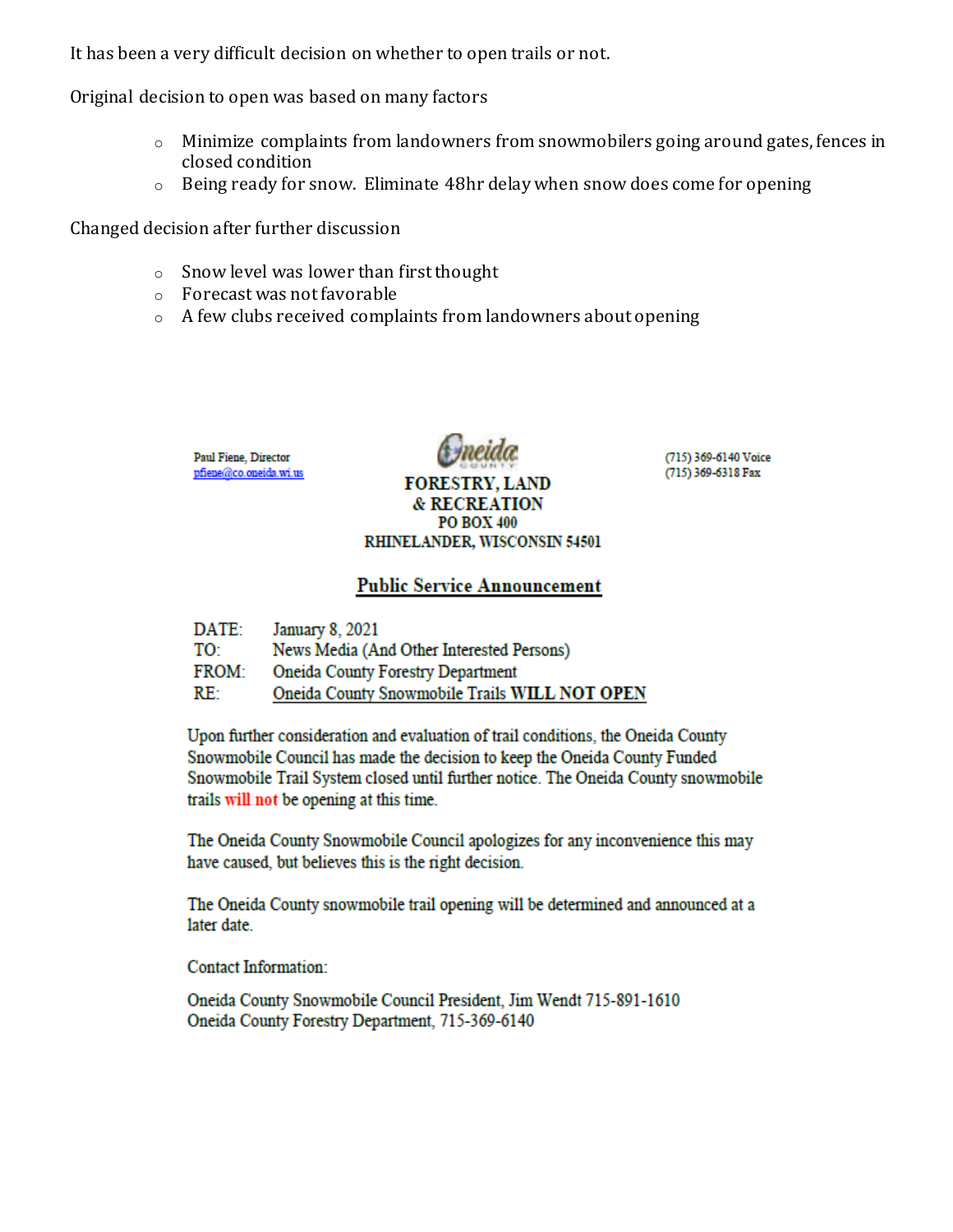It has been a very difficult decision on whether to open trails or not.

Original decision to open was based on many factors

- Minimize complaints from landowners from snowmobilers going around gates, fences in closed condition
- Being ready for snow. Eliminate 48hr delay when snow does come for opening

Changed decision after further discussion

- Snow level was lower than first thought
- Forecast was not favorable
- A few clubs received complaints from landowners about opening

Paul Fiene, Director
pfiene@co.oneida.wi.us

Oneida County

**FORESTRY, LAND & RECREATION**
**PO BOX 400**
**RHINELANDER, WISCONSIN 54501**

(715) 369-6140 Voice
(715) 369-6318 Fax

## Public Service Announcement

DATE: January 8, 2021
TO: News Media (And Other Interested Persons)
FROM: Oneida County Forestry Department
RE: Oneida County Snowmobile Trails **WILL NOT OPEN**

Upon further consideration and evaluation of trail conditions, the Oneida County Snowmobile Council has made the decision to keep the Oneida County Funded Snowmobile Trail System closed until further notice. The Oneida County snowmobile trails **will not** be opening at this time.

The Oneida County Snowmobile Council apologizes for any inconvenience this may have caused, but believes this is the right decision.

The Oneida County snowmobile trail opening will be determined and announced at a later date.

Contact Information:

Oneida County Snowmobile Council President, Jim Wendt 715-891-1610
Oneida County Forestry Department, 715-369-6140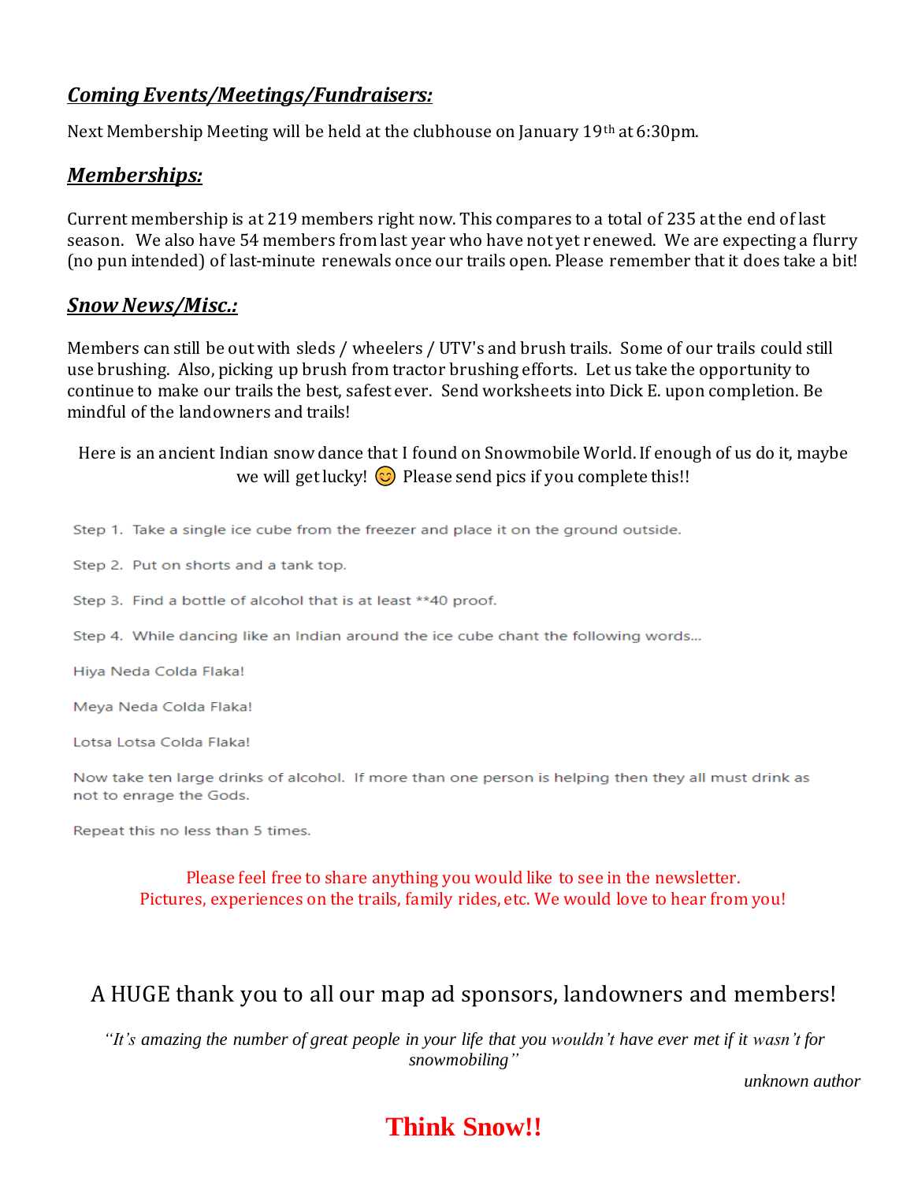## *Coming Events/Meetings/Fundraisers:*

Next Membership Meeting will be held at the clubhouse on January 19th at 6:30pm.

## *Memberships:*

Current membership is at 219 members right now. This compares to a total of 235 at the end of last season. We also have 54 members from last year who have not yet renewed. We are expecting a flurry (no pun intended) of last-minute renewals once our trails open. Please remember that it does take a bit!

## *Snow News/Misc.:*

Members can still be out with sleds / wheelers / UTV's and brush trails. Some of our trails could still use brushing. Also, picking up brush from tractor brushing efforts. Let us take the opportunity to continue to make our trails the best, safest ever. Send worksheets into Dick E. upon completion. Be mindful of the landowners and trails!

Here is an ancient Indian snow dance that I found on Snowmobile World. If enough of us do it, maybe we will get lucky! 😊 Please send pics if you complete this!!

Step 1. Take a single ice cube from the freezer and place it on the ground outside.

Step 2. Put on shorts and a tank top.

Step 3. Find a bottle of alcohol that is at least **40 proof.

Step 4. While dancing like an Indian around the ice cube chant the following words...

Hiya Neda Colda Flaka!

Meya Neda Colda Flaka!

Lotsa Lotsa Colda Flaka!

Now take ten large drinks of alcohol. If more than one person is helping then they all must drink as not to enrage the Gods.

Repeat this no less than 5 times.

Please feel free to share anything you would like to see in the newsletter.
Pictures, experiences on the trails, family rides, etc. We would love to hear from you!

A HUGE thank you to all our map ad sponsors, landowners and members!

*"It's amazing the number of great people in your life that you wouldn't have ever met if it wasn't for snowmobiling"*

*unknown author*

# **Think Snow!!**